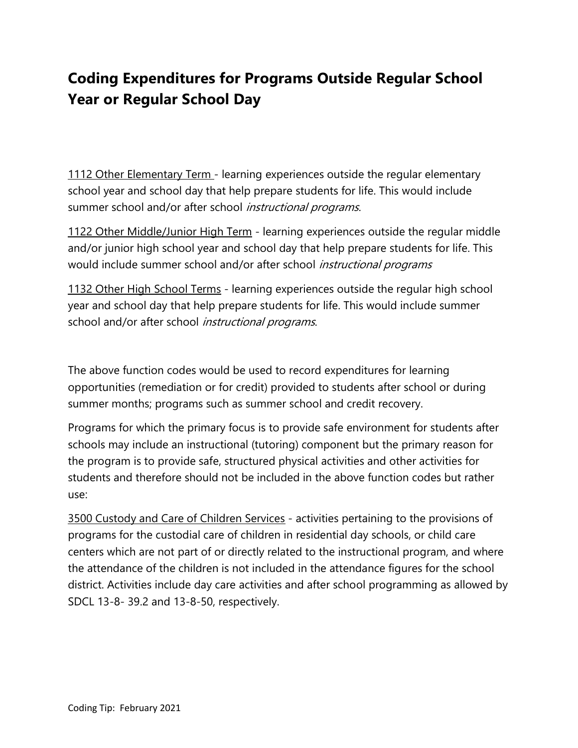# Coding Expenditures for Programs Outside Regular School Year or Regular School Day

<u>1112 Other Elementary Term</u> - learning experiences outside the regular elementary school year and school day that help prepare students for life. This would include summer school and/or after school *instructional programs*.

<u>1122 Other Middle/Junior High Term</u> - learning experiences outside the regular middle and/or junior high school year and school day that help prepare students for life. This would include summer school and/or after school *instructional programs*

<u>1132 Other High School Terms</u> - learning experiences outside the regular high school year and school day that help prepare students for life. This would include summer school and/or after school *instructional programs*.

The above function codes would be used to record expenditures for learning opportunities (remediation or for credit) provided to students after school or during summer months; programs such as summer school and credit recovery.

Programs for which the primary focus is to provide safe environment for students after schools may include an instructional (tutoring) component but the primary reason for the program is to provide safe, structured physical activities and other activities for students and therefore should not be included in the above function codes but rather use:

<u>3500 Custody and Care of Children Services</u> - activities pertaining to the provisions of programs for the custodial care of children in residential day schools, or child care centers which are not part of or directly related to the instructional program, and where the attendance of the children is not included in the attendance figures for the school district. Activities include day care activities and after school programming as allowed by SDCL 13-8- 39.2 and 13-8-50, respectively.

Coding Tip: February 2021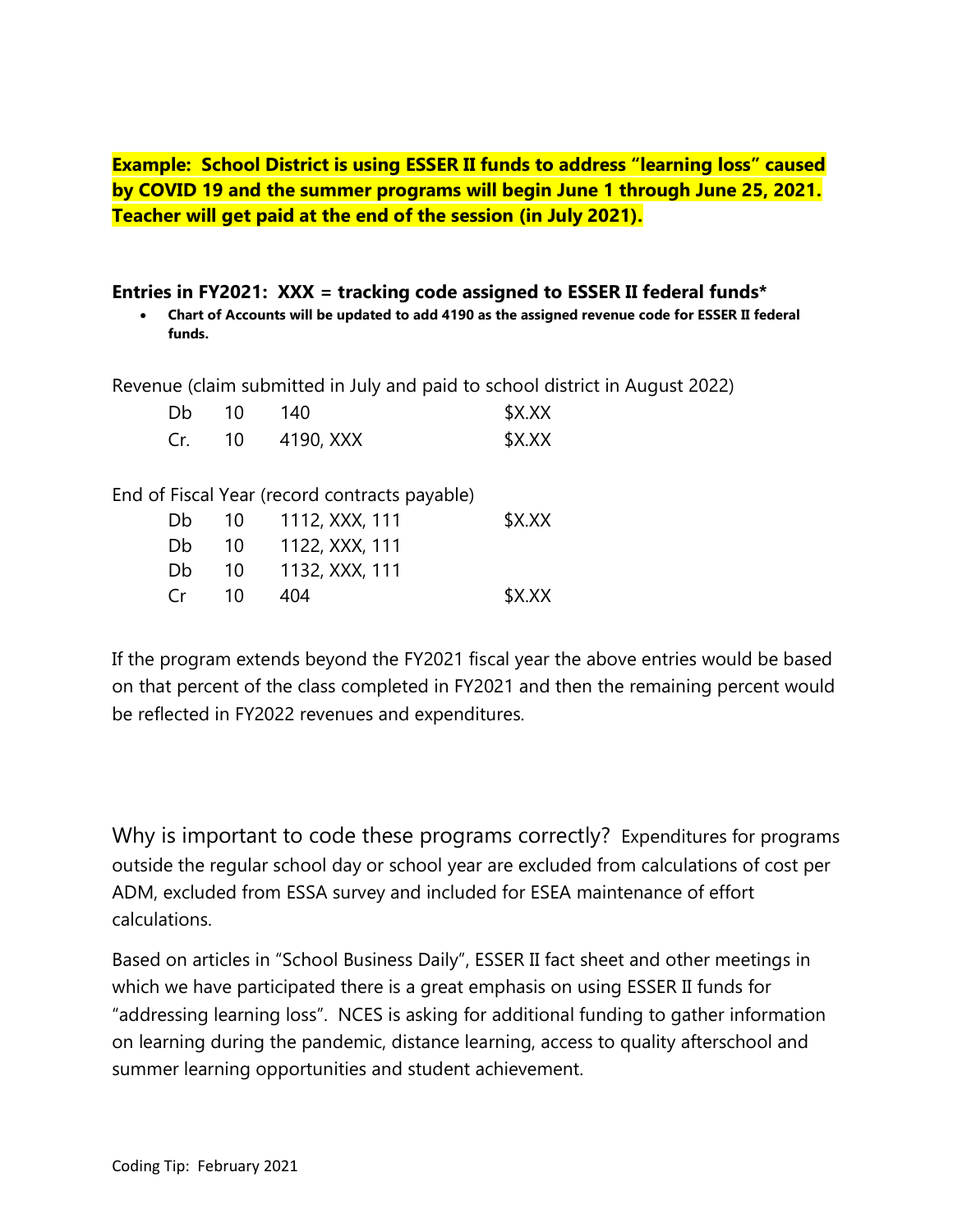**Example: School District is using ESSER II funds to address "learning loss" caused by COVID 19 and the summer programs will begin June 1 through June 25, 2021. Teacher will get paid at the end of the session (in July 2021).**

**Entries in FY2021: XXX = tracking code assigned to ESSER II federal funds***

- **Chart of Accounts will be updated to add 4190 as the assigned revenue code for ESSER II federal funds.**

Revenue (claim submitted in July and paid to school district in August 2022)

| | | | |
|---|---|---|---|
| Db | 10 | 140 | $X.XX |
| Cr. | 10 | 4190, XXX | $X.XX |

End of Fiscal Year (record contracts payable)

| | | | |
|---|---|---|---|
| Db | 10 | 1112, XXX, 111 | $X.XX |
| Db | 10 | 1122, XXX, 111 | |
| Db | 10 | 1132, XXX, 111 | |
| Cr | 10 | 404 | $X.XX |

If the program extends beyond the FY2021 fiscal year the above entries would be based on that percent of the class completed in FY2021 and then the remaining percent would be reflected in FY2022 revenues and expenditures.

Why is important to code these programs correctly? Expenditures for programs outside the regular school day or school year are excluded from calculations of cost per ADM, excluded from ESSA survey and included for ESEA maintenance of effort calculations.

Based on articles in "School Business Daily", ESSER II fact sheet and other meetings in which we have participated there is a great emphasis on using ESSER II funds for "addressing learning loss". NCES is asking for additional funding to gather information on learning during the pandemic, distance learning, access to quality afterschool and summer learning opportunities and student achievement.

Coding Tip: February 2021